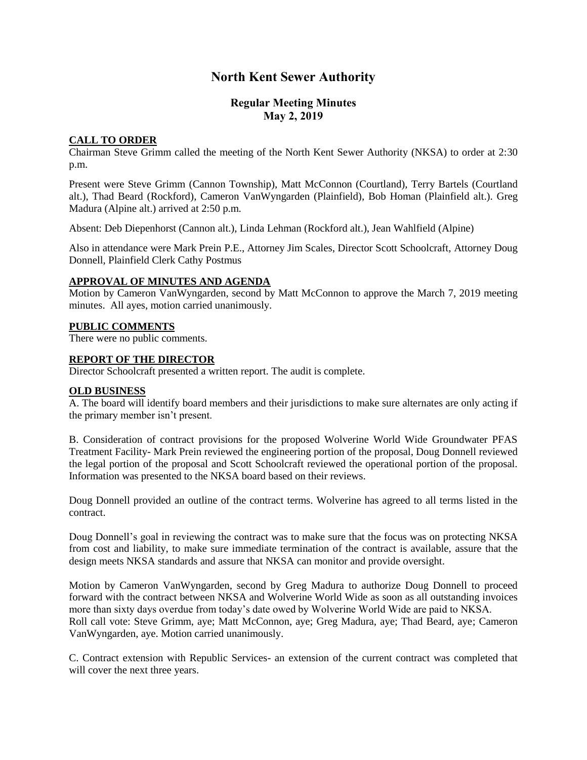# North Kent Sewer Authority

## Regular Meeting Minutes
## May 2, 2019

### CALL TO ORDER

Chairman Steve Grimm called the meeting of the North Kent Sewer Authority (NKSA) to order at 2:30 p.m.

Present were Steve Grimm (Cannon Township), Matt McConnon (Courtland), Terry Bartels (Courtland alt.), Thad Beard (Rockford), Cameron VanWyngarden (Plainfield), Bob Homan (Plainfield alt.). Greg Madura (Alpine alt.) arrived at 2:50 p.m.

Absent: Deb Diepenhorst (Cannon alt.), Linda Lehman (Rockford alt.), Jean Wahlfield (Alpine)

Also in attendance were Mark Prein P.E., Attorney Jim Scales, Director Scott Schoolcraft, Attorney Doug Donnell, Plainfield Clerk Cathy Postmus

### APPROVAL OF MINUTES AND AGENDA

Motion by Cameron VanWyngarden, second by Matt McConnon to approve the March 7, 2019 meeting minutes. All ayes, motion carried unanimously.

### PUBLIC COMMENTS

There were no public comments.

### REPORT OF THE DIRECTOR

Director Schoolcraft presented a written report. The audit is complete.

### OLD BUSINESS

A. The board will identify board members and their jurisdictions to make sure alternates are only acting if the primary member isn't present.

B. Consideration of contract provisions for the proposed Wolverine World Wide Groundwater PFAS Treatment Facility- Mark Prein reviewed the engineering portion of the proposal, Doug Donnell reviewed the legal portion of the proposal and Scott Schoolcraft reviewed the operational portion of the proposal. Information was presented to the NKSA board based on their reviews.

Doug Donnell provided an outline of the contract terms. Wolverine has agreed to all terms listed in the contract.

Doug Donnell's goal in reviewing the contract was to make sure that the focus was on protecting NKSA from cost and liability, to make sure immediate termination of the contract is available, assure that the design meets NKSA standards and assure that NKSA can monitor and provide oversight.

Motion by Cameron VanWyngarden, second by Greg Madura to authorize Doug Donnell to proceed forward with the contract between NKSA and Wolverine World Wide as soon as all outstanding invoices more than sixty days overdue from today's date owed by Wolverine World Wide are paid to NKSA.
Roll call vote: Steve Grimm, aye; Matt McConnon, aye; Greg Madura, aye; Thad Beard, aye; Cameron VanWyngarden, aye. Motion carried unanimously.

C. Contract extension with Republic Services- an extension of the current contract was completed that will cover the next three years.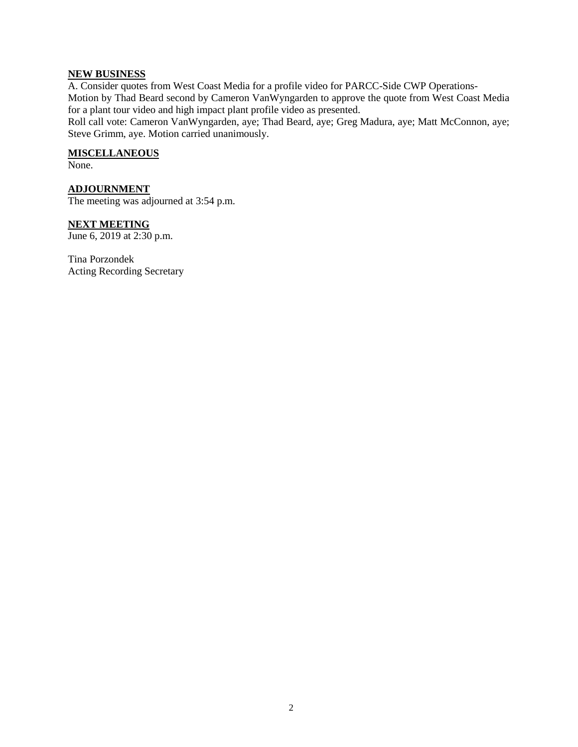**NEW BUSINESS**

A. Consider quotes from West Coast Media for a profile video for PARCC-Side CWP Operations-
Motion by Thad Beard second by Cameron VanWyngarden to approve the quote from West Coast Media for a plant tour video and high impact plant profile video as presented.
Roll call vote: Cameron VanWyngarden, aye; Thad Beard, aye; Greg Madura, aye; Matt McConnon, aye; Steve Grimm, aye. Motion carried unanimously.

**MISCELLANEOUS**

None.

**ADJOURNMENT**

The meeting was adjourned at 3:54 p.m.

**NEXT MEETING**

June 6, 2019 at 2:30 p.m.

Tina Porzondek
Acting Recording Secretary